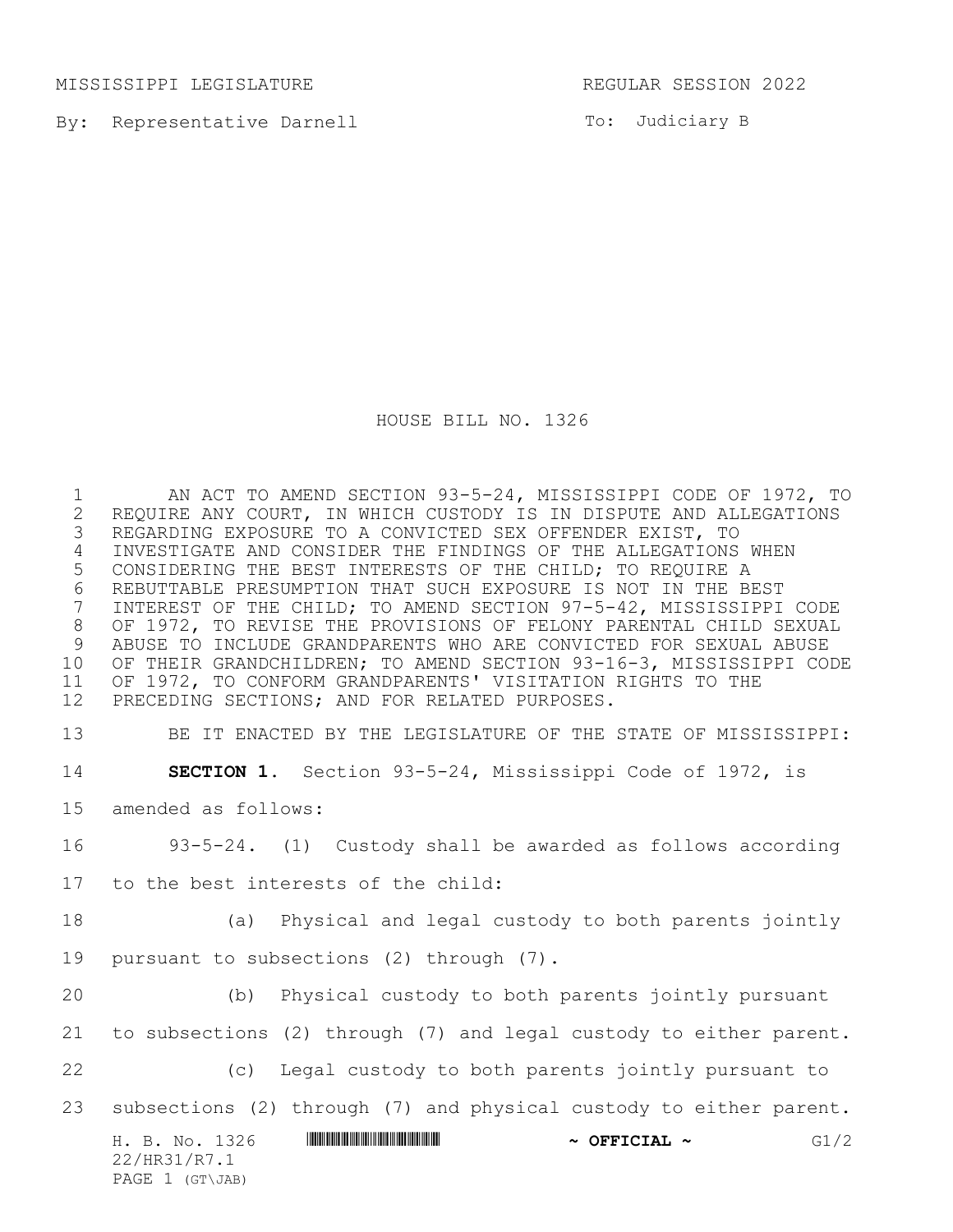MISSISSIPPI LEGISLATURE REGULAR SESSION 2022

By: Representative Darnell

To: Judiciary B

# HOUSE BILL NO. 1326

AN ACT TO AMEND SECTION 93-5-24, MISSISSIPPI CODE OF 1972, TO REQUIRE ANY COURT, IN WHICH CUSTODY IS IN DISPUTE AND ALLEGATIONS REGARDING EXPOSURE TO A CONVICTED SEX OFFENDER EXIST, TO INVESTIGATE AND CONSIDER THE FINDINGS OF THE ALLEGATIONS WHEN CONSIDERING THE BEST INTERESTS OF THE CHILD; TO REQUIRE A REBUTTABLE PRESUMPTION THAT SUCH EXPOSURE IS NOT IN THE BEST INTEREST OF THE CHILD; TO AMEND SECTION 97-5-42, MISSISSIPPI CODE OF 1972, TO REVISE THE PROVISIONS OF FELONY PARENTAL CHILD SEXUAL ABUSE TO INCLUDE GRANDPARENTS WHO ARE CONVICTED FOR SEXUAL ABUSE OF THEIR GRANDCHILDREN; TO AMEND SECTION 93-16-3, MISSISSIPPI CODE OF 1972, TO CONFORM GRANDPARENTS' VISITATION RIGHTS TO THE PRECEDING SECTIONS; AND FOR RELATED PURPOSES.

BE IT ENACTED BY THE LEGISLATURE OF THE STATE OF MISSISSIPPI:

**SECTION 1.** Section 93-5-24, Mississippi Code of 1972, is amended as follows:

93-5-24. (1) Custody shall be awarded as follows according to the best interests of the child:

(a) Physical and legal custody to both parents jointly pursuant to subsections (2) through (7).

(b) Physical custody to both parents jointly pursuant to subsections (2) through (7) and legal custody to either parent.

(c) Legal custody to both parents jointly pursuant to subsections (2) through (7) and physical custody to either parent.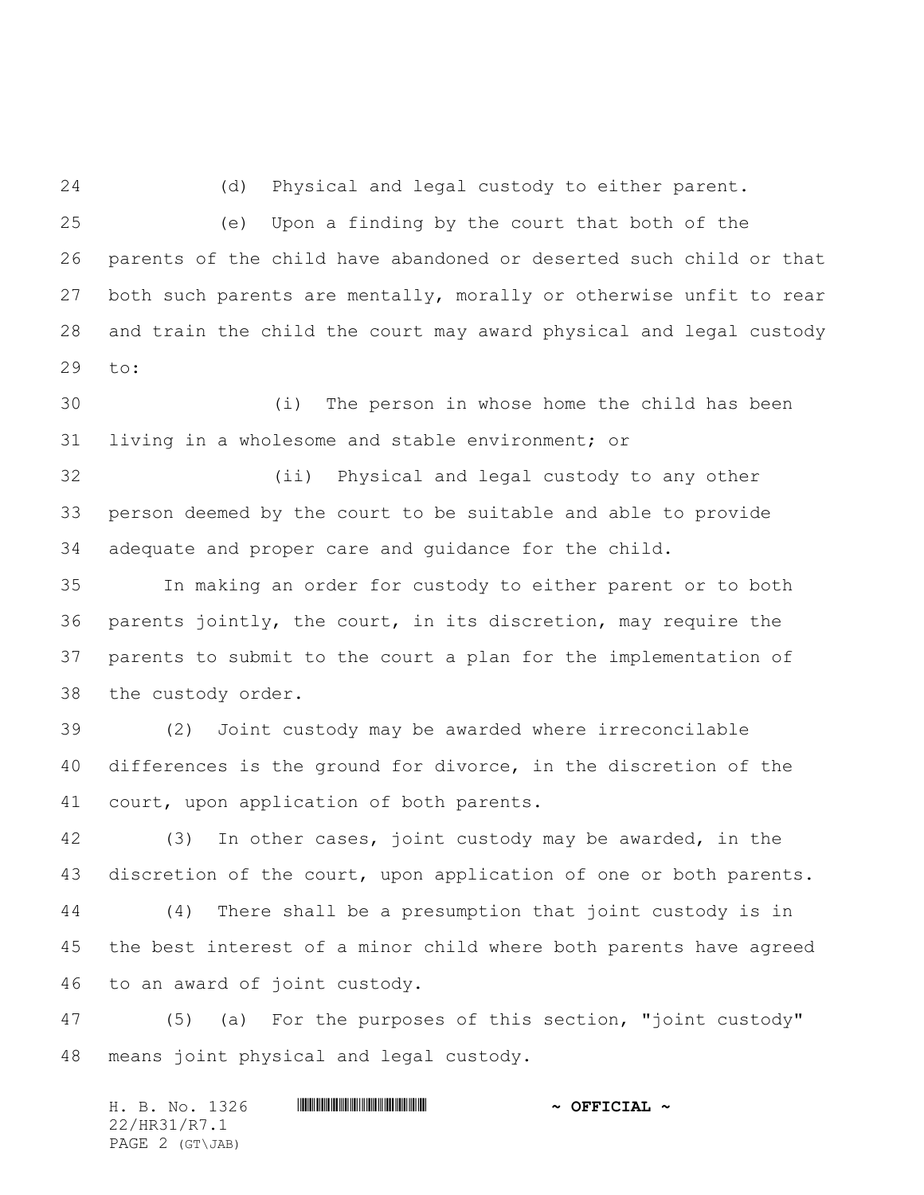(d) Physical and legal custody to either parent.

(e) Upon a finding by the court that both of the parents of the child have abandoned or deserted such child or that both such parents are mentally, morally or otherwise unfit to rear and train the child the court may award physical and legal custody to:

(i) The person in whose home the child has been living in a wholesome and stable environment; or

(ii) Physical and legal custody to any other person deemed by the court to be suitable and able to provide adequate and proper care and guidance for the child.

In making an order for custody to either parent or to both parents jointly, the court, in its discretion, may require the parents to submit to the court a plan for the implementation of the custody order.

(2) Joint custody may be awarded where irreconcilable differences is the ground for divorce, in the discretion of the court, upon application of both parents.

(3) In other cases, joint custody may be awarded, in the discretion of the court, upon application of one or both parents.

(4) There shall be a presumption that joint custody is in the best interest of a minor child where both parents have agreed to an award of joint custody.

(5) (a) For the purposes of this section, "joint custody" means joint physical and legal custody.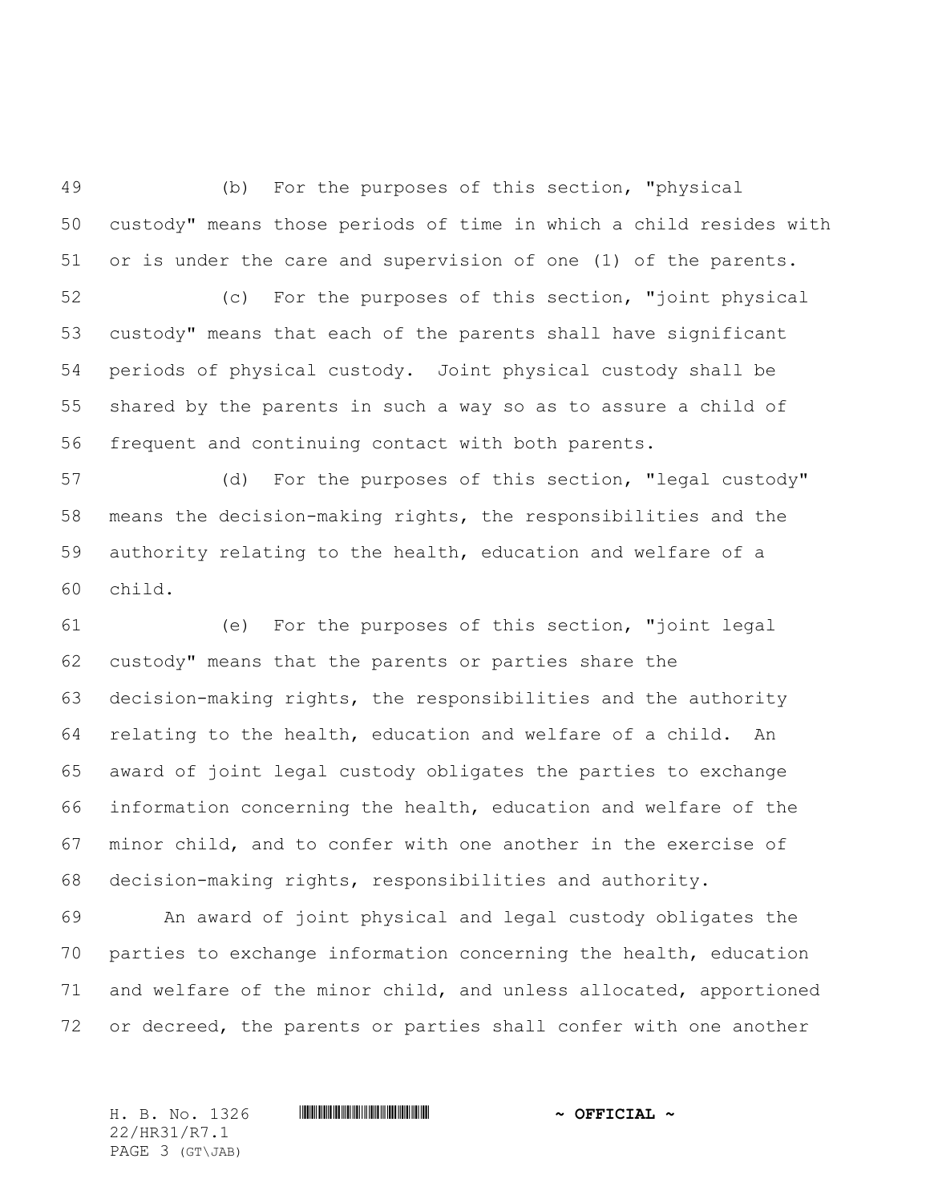(b) For the purposes of this section, "physical custody" means those periods of time in which a child resides with or is under the care and supervision of one (1) of the parents.

(c) For the purposes of this section, "joint physical custody" means that each of the parents shall have significant periods of physical custody. Joint physical custody shall be shared by the parents in such a way so as to assure a child of frequent and continuing contact with both parents.

(d) For the purposes of this section, "legal custody" means the decision-making rights, the responsibilities and the authority relating to the health, education and welfare of a child.

(e) For the purposes of this section, "joint legal custody" means that the parents or parties share the decision-making rights, the responsibilities and the authority relating to the health, education and welfare of a child. An award of joint legal custody obligates the parties to exchange information concerning the health, education and welfare of the minor child, and to confer with one another in the exercise of decision-making rights, responsibilities and authority.

An award of joint physical and legal custody obligates the parties to exchange information concerning the health, education and welfare of the minor child, and unless allocated, apportioned or decreed, the parents or parties shall confer with one another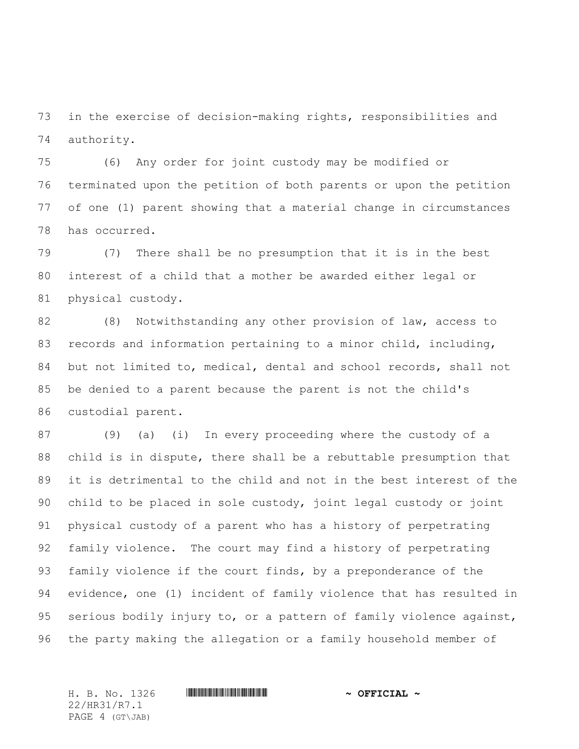in the exercise of decision-making rights, responsibilities and authority.

(6) Any order for joint custody may be modified or terminated upon the petition of both parents or upon the petition of one (1) parent showing that a material change in circumstances has occurred.

(7) There shall be no presumption that it is in the best interest of a child that a mother be awarded either legal or physical custody.

(8) Notwithstanding any other provision of law, access to records and information pertaining to a minor child, including, but not limited to, medical, dental and school records, shall not be denied to a parent because the parent is not the child's custodial parent.

(9) (a) (i) In every proceeding where the custody of a child is in dispute, there shall be a rebuttable presumption that it is detrimental to the child and not in the best interest of the child to be placed in sole custody, joint legal custody or joint physical custody of a parent who has a history of perpetrating family violence. The court may find a history of perpetrating family violence if the court finds, by a preponderance of the evidence, one (1) incident of family violence that has resulted in serious bodily injury to, or a pattern of family violence against, the party making the allegation or a family household member of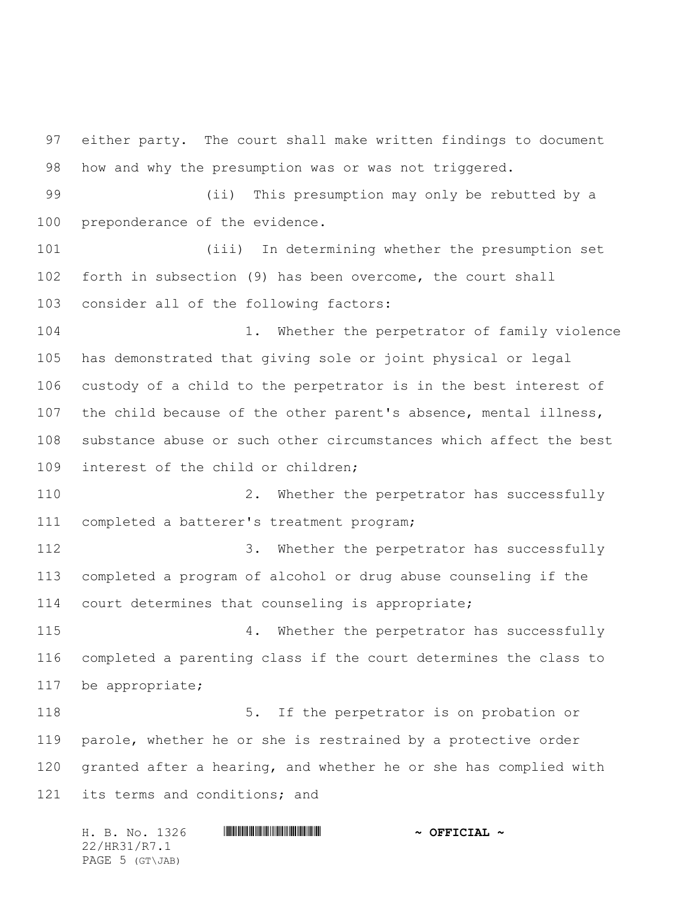either party. The court shall make written findings to document how and why the presumption was or was not triggered.

(ii) This presumption may only be rebutted by a preponderance of the evidence.

(iii) In determining whether the presumption set forth in subsection (9) has been overcome, the court shall consider all of the following factors:

1. Whether the perpetrator of family violence has demonstrated that giving sole or joint physical or legal custody of a child to the perpetrator is in the best interest of the child because of the other parent's absence, mental illness, substance abuse or such other circumstances which affect the best interest of the child or children;

2. Whether the perpetrator has successfully completed a batterer's treatment program;

3. Whether the perpetrator has successfully completed a program of alcohol or drug abuse counseling if the court determines that counseling is appropriate;

4. Whether the perpetrator has successfully completed a parenting class if the court determines the class to be appropriate;

5. If the perpetrator is on probation or parole, whether he or she is restrained by a protective order granted after a hearing, and whether he or she has complied with its terms and conditions; and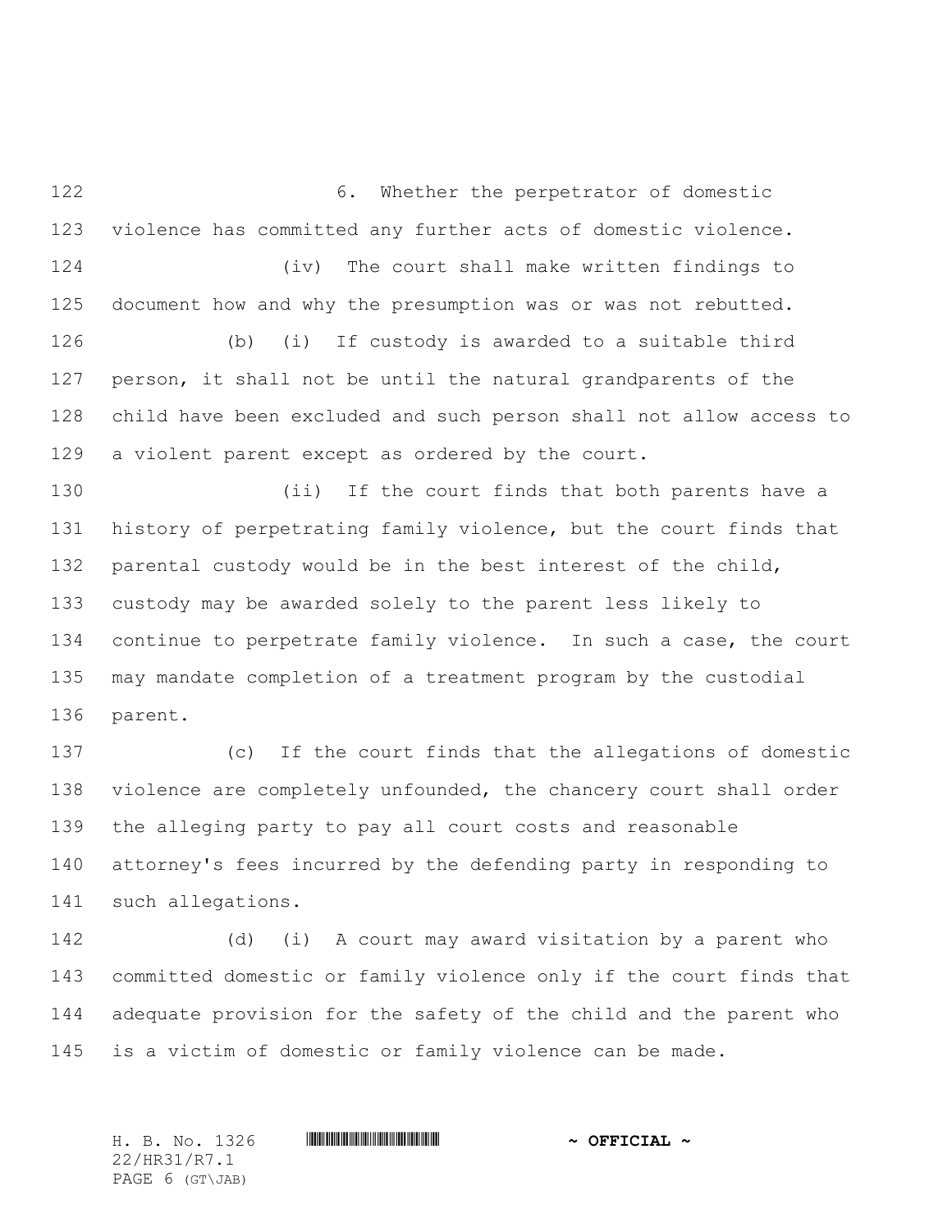6. Whether the perpetrator of domestic violence has committed any further acts of domestic violence.

(iv) The court shall make written findings to document how and why the presumption was or was not rebutted.

(b) (i) If custody is awarded to a suitable third person, it shall not be until the natural grandparents of the child have been excluded and such person shall not allow access to a violent parent except as ordered by the court.

(ii) If the court finds that both parents have a history of perpetrating family violence, but the court finds that parental custody would be in the best interest of the child, custody may be awarded solely to the parent less likely to continue to perpetrate family violence. In such a case, the court may mandate completion of a treatment program by the custodial parent.

(c) If the court finds that the allegations of domestic violence are completely unfounded, the chancery court shall order the alleging party to pay all court costs and reasonable attorney's fees incurred by the defending party in responding to such allegations.

(d) (i) A court may award visitation by a parent who committed domestic or family violence only if the court finds that adequate provision for the safety of the child and the parent who is a victim of domestic or family violence can be made.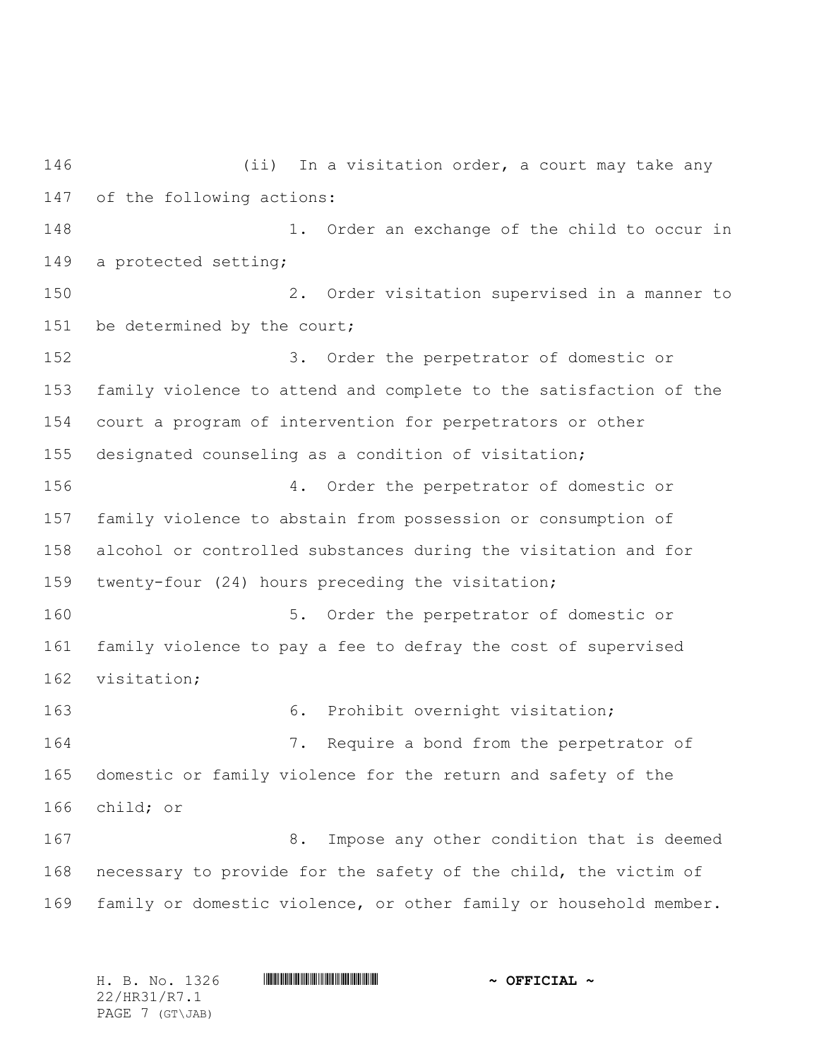(ii) In a visitation order, a court may take any of the following actions:

1. Order an exchange of the child to occur in a protected setting;

2. Order visitation supervised in a manner to be determined by the court;

3. Order the perpetrator of domestic or family violence to attend and complete to the satisfaction of the court a program of intervention for perpetrators or other designated counseling as a condition of visitation;

4. Order the perpetrator of domestic or family violence to abstain from possession or consumption of alcohol or controlled substances during the visitation and for twenty-four (24) hours preceding the visitation;

5. Order the perpetrator of domestic or family violence to pay a fee to defray the cost of supervised visitation;

6. Prohibit overnight visitation;

7. Require a bond from the perpetrator of domestic or family violence for the return and safety of the child; or

8. Impose any other condition that is deemed necessary to provide for the safety of the child, the victim of family or domestic violence, or other family or household member.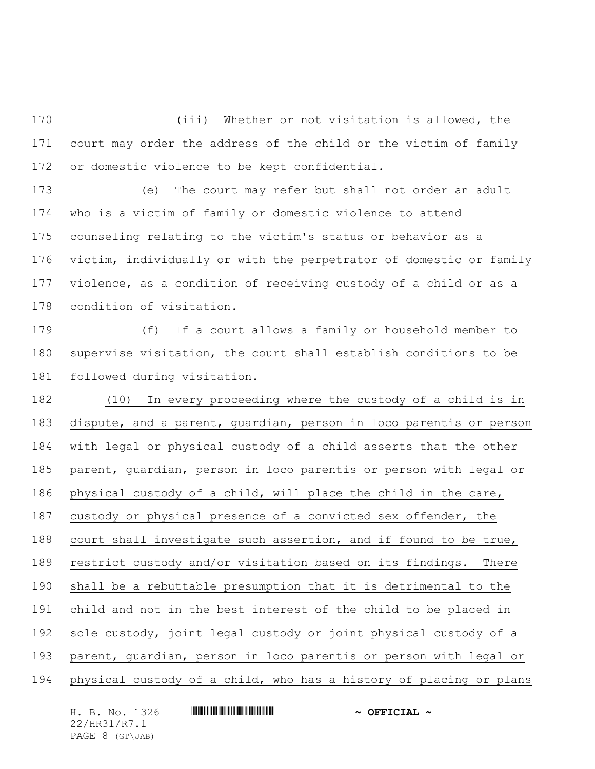(iii) Whether or not visitation is allowed, the court may order the address of the child or the victim of family or domestic violence to be kept confidential.

(e) The court may refer but shall not order an adult who is a victim of family or domestic violence to attend counseling relating to the victim's status or behavior as a victim, individually or with the perpetrator of domestic or family violence, as a condition of receiving custody of a child or as a condition of visitation.

(f) If a court allows a family or household member to supervise visitation, the court shall establish conditions to be followed during visitation.

(10) In every proceeding where the custody of a child is in dispute, and a parent, guardian, person in loco parentis or person with legal or physical custody of a child asserts that the other parent, guardian, person in loco parentis or person with legal or physical custody of a child, will place the child in the care, custody or physical presence of a convicted sex offender, the court shall investigate such assertion, and if found to be true, restrict custody and/or visitation based on its findings. There shall be a rebuttable presumption that it is detrimental to the child and not in the best interest of the child to be placed in sole custody, joint legal custody or joint physical custody of a parent, guardian, person in loco parentis or person with legal or physical custody of a child, who has a history of placing or plans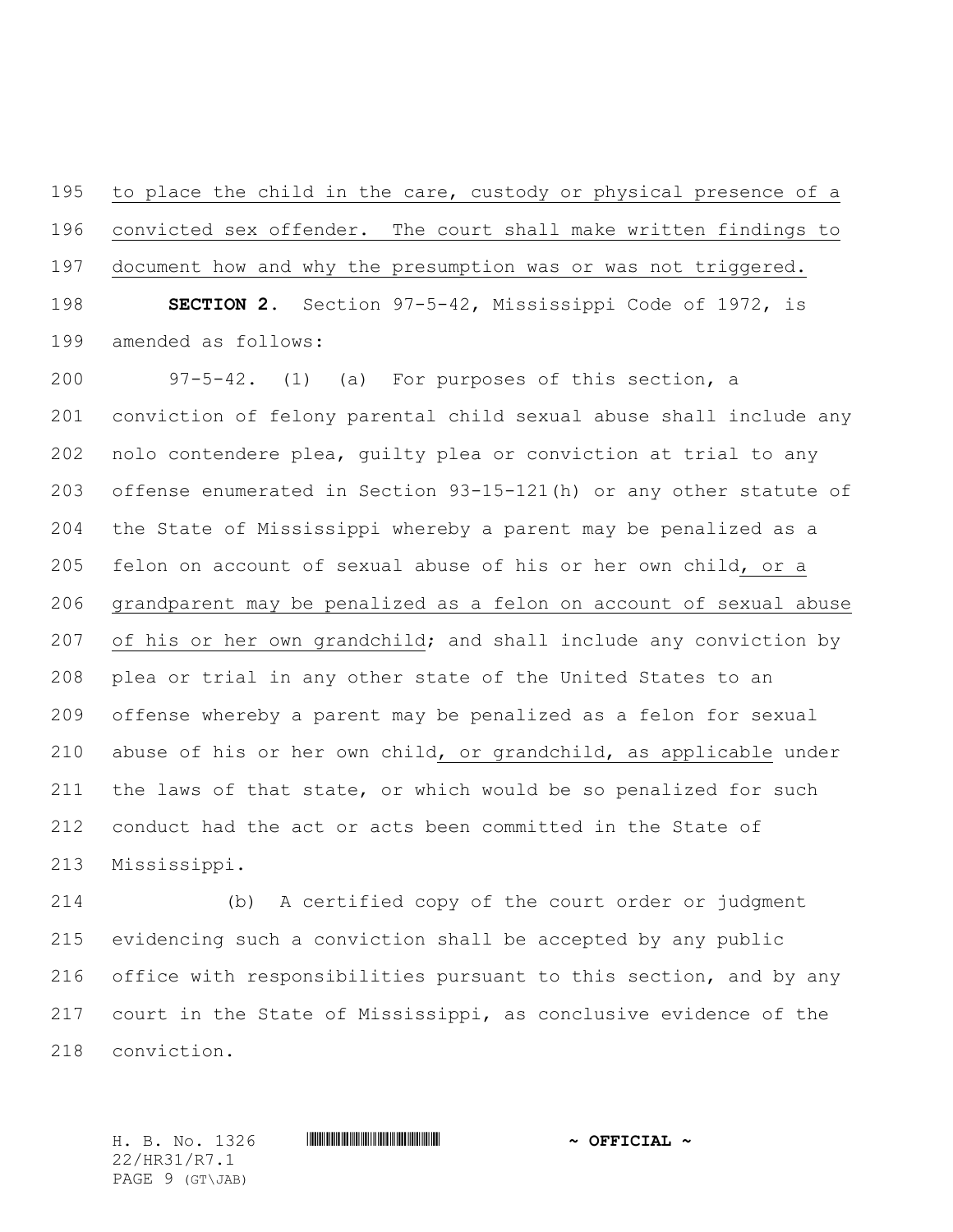to place the child in the care, custody or physical presence of a convicted sex offender. The court shall make written findings to document how and why the presumption was or was not triggered.

**SECTION 2.** Section 97-5-42, Mississippi Code of 1972, is amended as follows:

97-5-42. (1) (a) For purposes of this section, a conviction of felony parental child sexual abuse shall include any nolo contendere plea, guilty plea or conviction at trial to any offense enumerated in Section 93-15-121(h) or any other statute of the State of Mississippi whereby a parent may be penalized as a felon on account of sexual abuse of his or her own child, or a grandparent may be penalized as a felon on account of sexual abuse of his or her own grandchild; and shall include any conviction by plea or trial in any other state of the United States to an offense whereby a parent may be penalized as a felon for sexual abuse of his or her own child, or grandchild, as applicable under the laws of that state, or which would be so penalized for such conduct had the act or acts been committed in the State of Mississippi.

(b) A certified copy of the court order or judgment evidencing such a conviction shall be accepted by any public office with responsibilities pursuant to this section, and by any court in the State of Mississippi, as conclusive evidence of the conviction.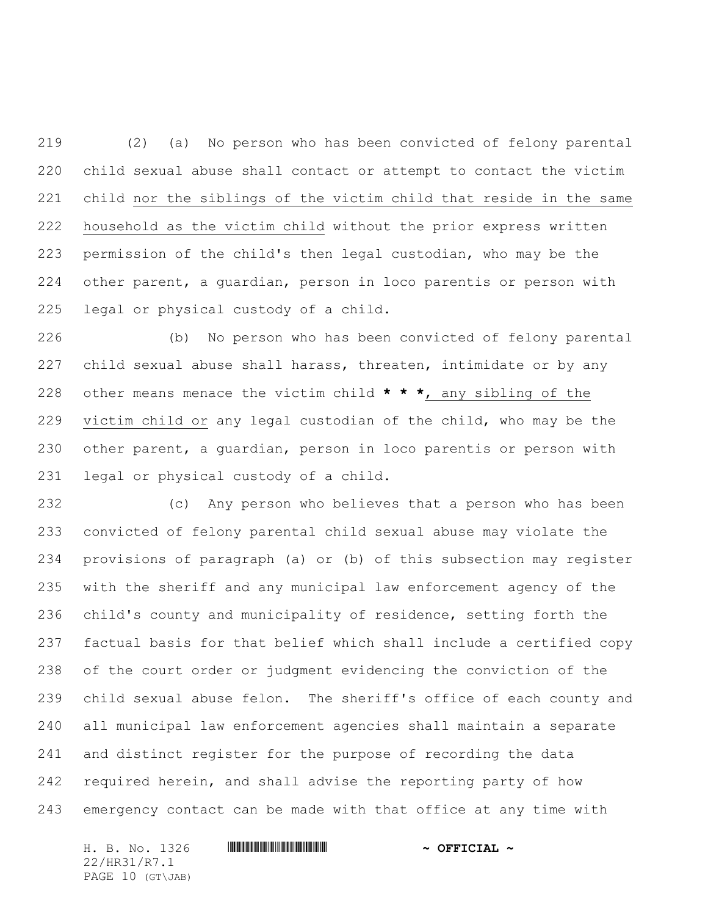(2) (a) No person who has been convicted of felony parental child sexual abuse shall contact or attempt to contact the victim child <u>nor the siblings of the victim child that reside in the same household as the victim child</u> without the prior express written permission of the child's then legal custodian, who may be the other parent, a guardian, person in loco parentis or person with legal or physical custody of a child.

(b) No person who has been convicted of felony parental child sexual abuse shall harass, threaten, intimidate or by any other means menace the victim child **\* \* \***<u>, any sibling of the victim child or</u> any legal custodian of the child, who may be the other parent, a guardian, person in loco parentis or person with legal or physical custody of a child.

(c) Any person who believes that a person who has been convicted of felony parental child sexual abuse may violate the provisions of paragraph (a) or (b) of this subsection may register with the sheriff and any municipal law enforcement agency of the child's county and municipality of residence, setting forth the factual basis for that belief which shall include a certified copy of the court order or judgment evidencing the conviction of the child sexual abuse felon. The sheriff's office of each county and all municipal law enforcement agencies shall maintain a separate and distinct register for the purpose of recording the data required herein, and shall advise the reporting party of how emergency contact can be made with that office at any time with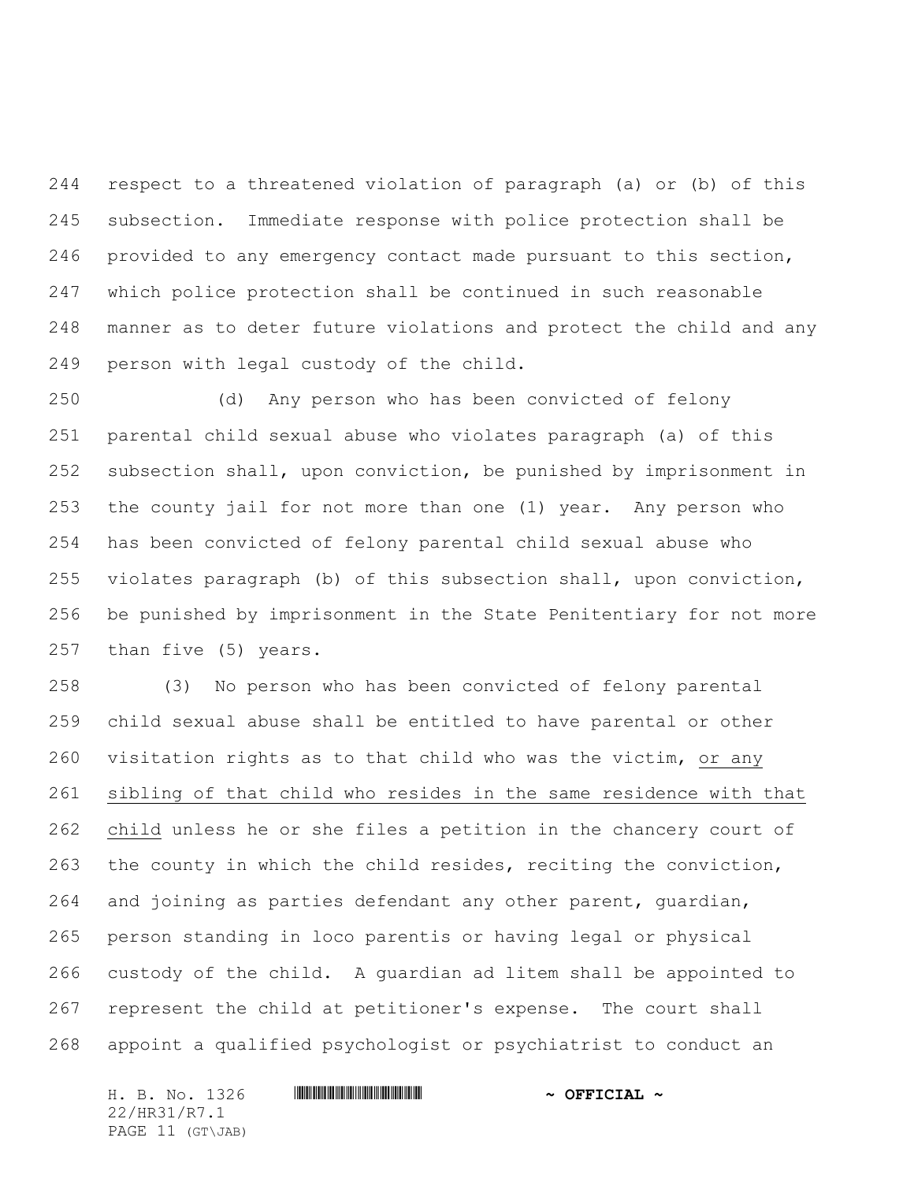respect to a threatened violation of paragraph (a) or (b) of this subsection. Immediate response with police protection shall be provided to any emergency contact made pursuant to this section, which police protection shall be continued in such reasonable manner as to deter future violations and protect the child and any person with legal custody of the child.

(d) Any person who has been convicted of felony parental child sexual abuse who violates paragraph (a) of this subsection shall, upon conviction, be punished by imprisonment in the county jail for not more than one (1) year. Any person who has been convicted of felony parental child sexual abuse who violates paragraph (b) of this subsection shall, upon conviction, be punished by imprisonment in the State Penitentiary for not more than five (5) years.

(3) No person who has been convicted of felony parental child sexual abuse shall be entitled to have parental or other visitation rights as to that child who was the victim, <u>or any sibling of that child who resides in the same residence with that child</u> unless he or she files a petition in the chancery court of the county in which the child resides, reciting the conviction, and joining as parties defendant any other parent, guardian, person standing in loco parentis or having legal or physical custody of the child. A guardian ad litem shall be appointed to represent the child at petitioner's expense. The court shall appoint a qualified psychologist or psychiatrist to conduct an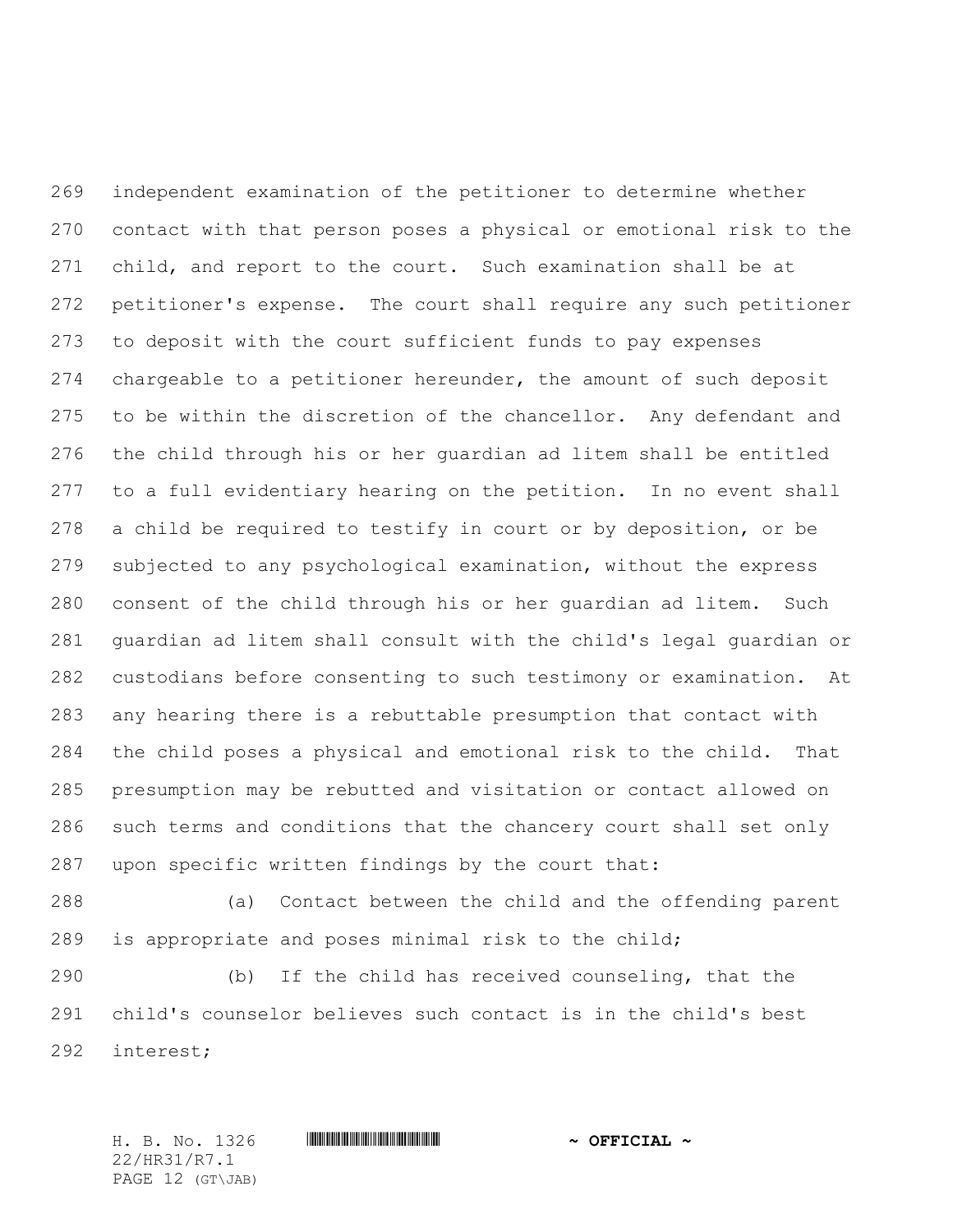independent examination of the petitioner to determine whether contact with that person poses a physical or emotional risk to the child, and report to the court. Such examination shall be at petitioner's expense. The court shall require any such petitioner to deposit with the court sufficient funds to pay expenses chargeable to a petitioner hereunder, the amount of such deposit to be within the discretion of the chancellor. Any defendant and the child through his or her guardian ad litem shall be entitled to a full evidentiary hearing on the petition. In no event shall a child be required to testify in court or by deposition, or be subjected to any psychological examination, without the express consent of the child through his or her guardian ad litem. Such guardian ad litem shall consult with the child's legal guardian or custodians before consenting to such testimony or examination. At any hearing there is a rebuttable presumption that contact with the child poses a physical and emotional risk to the child. That presumption may be rebutted and visitation or contact allowed on such terms and conditions that the chancery court shall set only upon specific written findings by the court that:

(a) Contact between the child and the offending parent is appropriate and poses minimal risk to the child;

(b) If the child has received counseling, that the child's counselor believes such contact is in the child's best interest;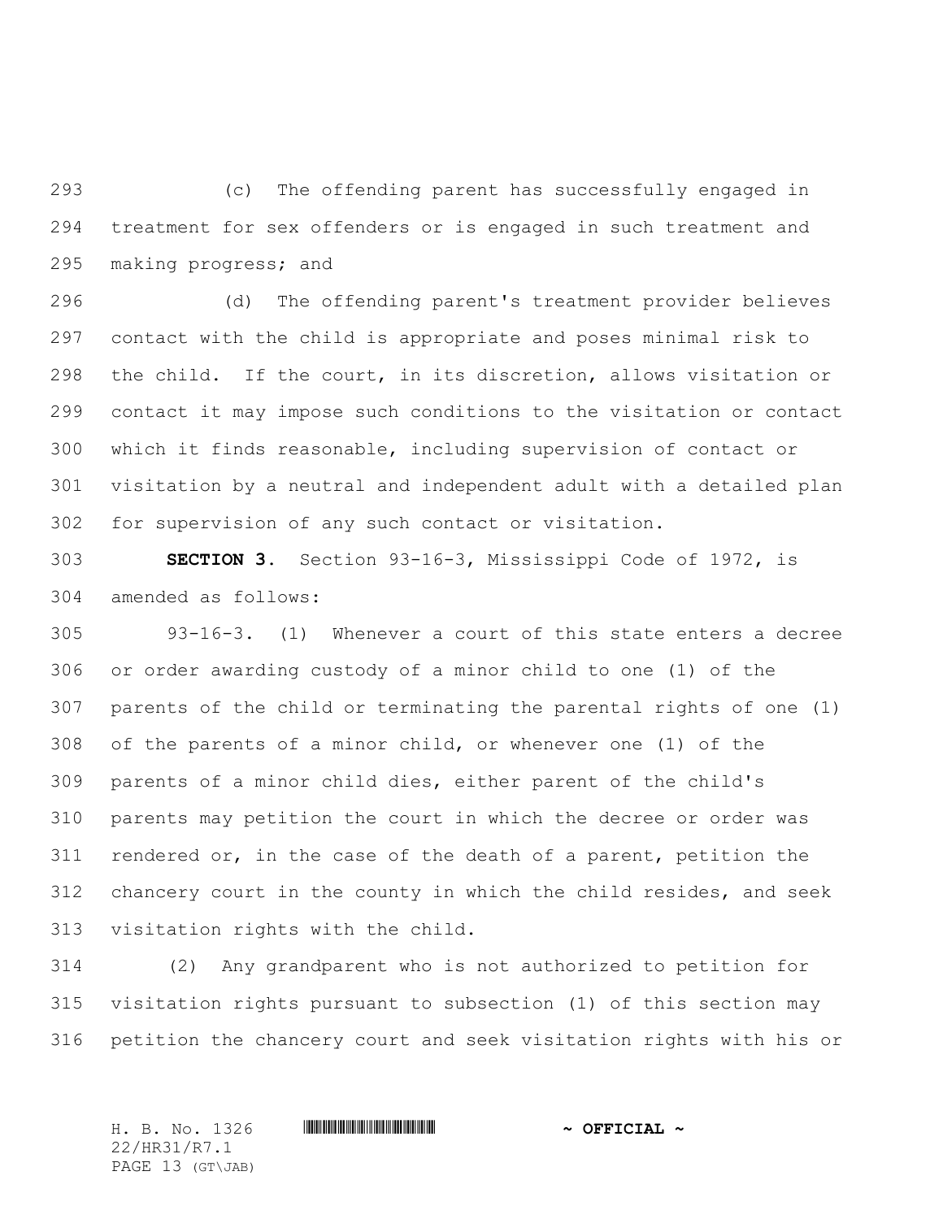(c) The offending parent has successfully engaged in treatment for sex offenders or is engaged in such treatment and making progress; and

(d) The offending parent's treatment provider believes contact with the child is appropriate and poses minimal risk to the child. If the court, in its discretion, allows visitation or contact it may impose such conditions to the visitation or contact which it finds reasonable, including supervision of contact or visitation by a neutral and independent adult with a detailed plan for supervision of any such contact or visitation.

**SECTION 3.** Section 93-16-3, Mississippi Code of 1972, is amended as follows:

93-16-3. (1) Whenever a court of this state enters a decree or order awarding custody of a minor child to one (1) of the parents of the child or terminating the parental rights of one (1) of the parents of a minor child, or whenever one (1) of the parents of a minor child dies, either parent of the child's parents may petition the court in which the decree or order was rendered or, in the case of the death of a parent, petition the chancery court in the county in which the child resides, and seek visitation rights with the child.

(2) Any grandparent who is not authorized to petition for visitation rights pursuant to subsection (1) of this section may petition the chancery court and seek visitation rights with his or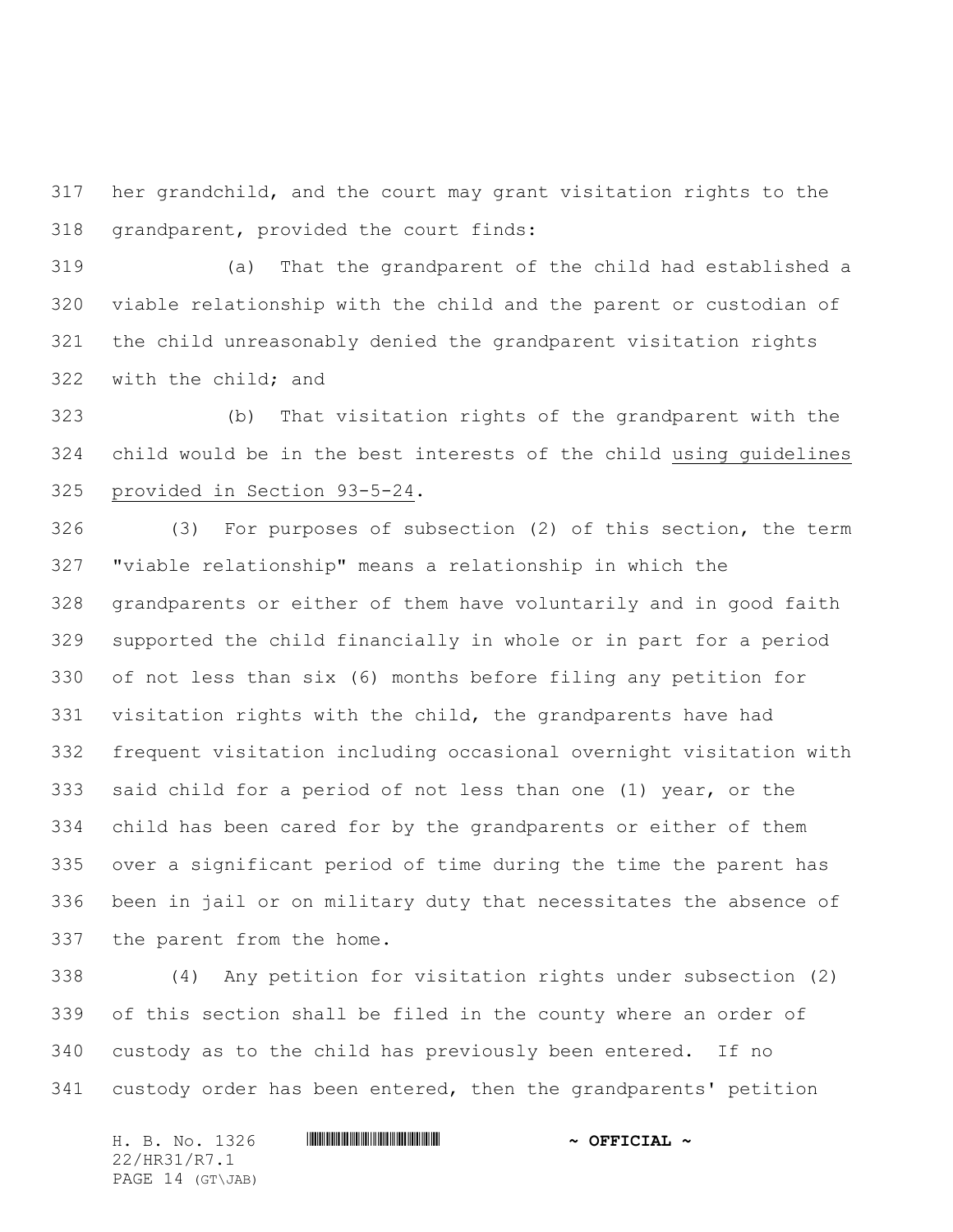her grandchild, and the court may grant visitation rights to the grandparent, provided the court finds:

(a) That the grandparent of the child had established a viable relationship with the child and the parent or custodian of the child unreasonably denied the grandparent visitation rights with the child; and

(b) That visitation rights of the grandparent with the child would be in the best interests of the child <u>using guidelines provided in Section 93-5-24</u>.

(3) For purposes of subsection (2) of this section, the term "viable relationship" means a relationship in which the grandparents or either of them have voluntarily and in good faith supported the child financially in whole or in part for a period of not less than six (6) months before filing any petition for visitation rights with the child, the grandparents have had frequent visitation including occasional overnight visitation with said child for a period of not less than one (1) year, or the child has been cared for by the grandparents or either of them over a significant period of time during the time the parent has been in jail or on military duty that necessitates the absence of the parent from the home.

(4) Any petition for visitation rights under subsection (2) of this section shall be filed in the county where an order of custody as to the child has previously been entered. If no custody order has been entered, then the grandparents' petition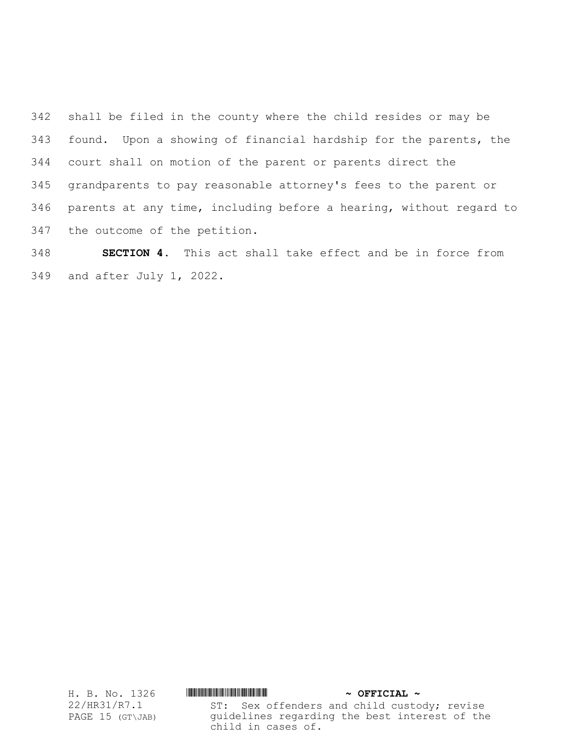342 shall be filed in the county where the child resides or may be
343 found. Upon a showing of financial hardship for the parents, the
344 court shall on motion of the parent or parents direct the
345 grandparents to pay reasonable attorney's fees to the parent or
346 parents at any time, including before a hearing, without regard to
347 the outcome of the petition.

348 **SECTION 4.** This act shall take effect and be in force from
349 and after July 1, 2022.